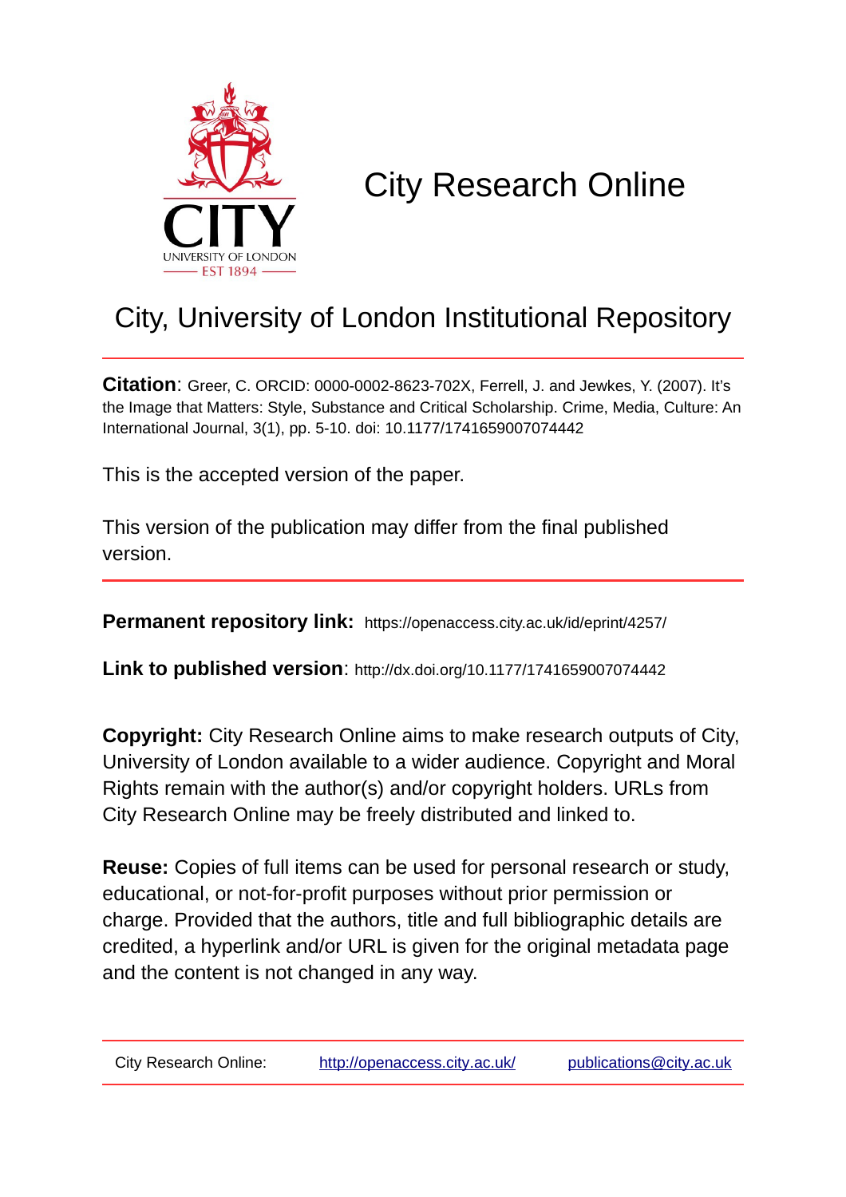# City Research Online

## City, University of London Institutional Repository

**Citation**: Greer, C. ORCID: 0000-0002-8623-702X, Ferrell, J. and Jewkes, Y. (2007). It's the Image that Matters: Style, Substance and Critical Scholarship. Crime, Media, Culture: An International Journal, 3(1), pp. 5-10. doi: 10.1177/1741659007074442

This is the accepted version of the paper.

This version of the publication may differ from the final published version.

**Permanent repository link:** https://openaccess.city.ac.uk/id/eprint/4257/

**Link to published version**: http://dx.doi.org/10.1177/1741659007074442

**Copyright:** City Research Online aims to make research outputs of City, University of London available to a wider audience. Copyright and Moral Rights remain with the author(s) and/or copyright holders. URLs from City Research Online may be freely distributed and linked to.

**Reuse:** Copies of full items can be used for personal research or study, educational, or not-for-profit purposes without prior permission or charge. Provided that the authors, title and full bibliographic details are credited, a hyperlink and/or URL is given for the original metadata page and the content is not changed in any way.

City Research Online: http://openaccess.city.ac.uk/ publications@city.ac.uk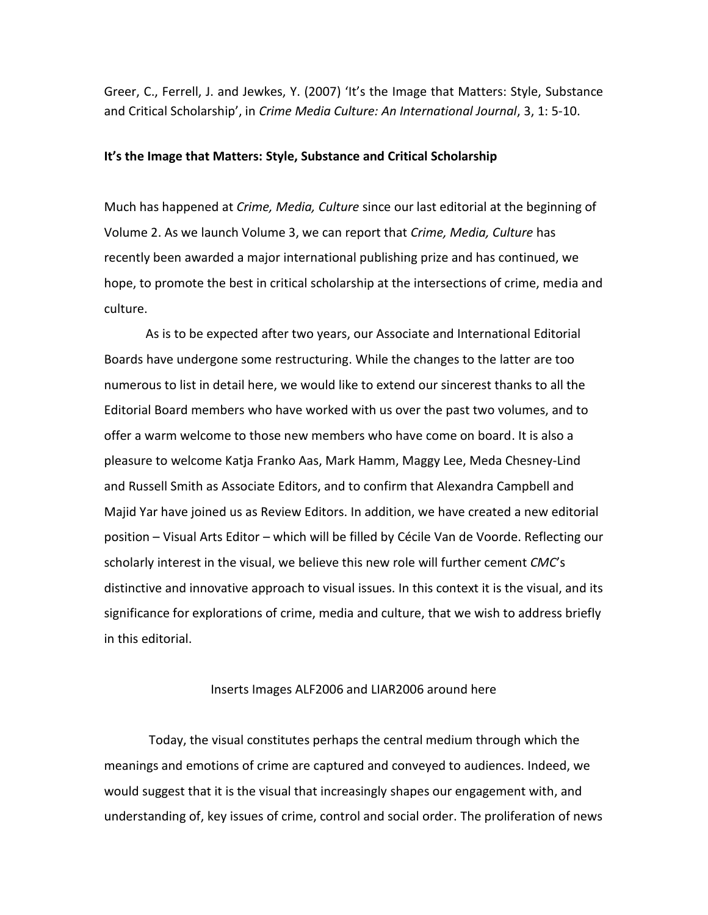Greer, C., Ferrell, J. and Jewkes, Y. (2007) 'It's the Image that Matters: Style, Substance and Critical Scholarship', in *Crime Media Culture: An International Journal*, 3, 1: 5-10.

**It's the Image that Matters: Style, Substance and Critical Scholarship**

Much has happened at *Crime, Media, Culture* since our last editorial at the beginning of Volume 2. As we launch Volume 3, we can report that *Crime, Media, Culture* has recently been awarded a major international publishing prize and has continued, we hope, to promote the best in critical scholarship at the intersections of crime, media and culture.

As is to be expected after two years, our Associate and International Editorial Boards have undergone some restructuring. While the changes to the latter are too numerous to list in detail here, we would like to extend our sincerest thanks to all the Editorial Board members who have worked with us over the past two volumes, and to offer a warm welcome to those new members who have come on board. It is also a pleasure to welcome Katja Franko Aas, Mark Hamm, Maggy Lee, Meda Chesney-Lind and Russell Smith as Associate Editors, and to confirm that Alexandra Campbell and Majid Yar have joined us as Review Editors. In addition, we have created a new editorial position – Visual Arts Editor – which will be filled by Cécile Van de Voorde. Reflecting our scholarly interest in the visual, we believe this new role will further cement *CMC*'s distinctive and innovative approach to visual issues. In this context it is the visual, and its significance for explorations of crime, media and culture, that we wish to address briefly in this editorial.

Inserts Images ALF2006 and LIAR2006 around here

Today, the visual constitutes perhaps the central medium through which the meanings and emotions of crime are captured and conveyed to audiences. Indeed, we would suggest that it is the visual that increasingly shapes our engagement with, and understanding of, key issues of crime, control and social order. The proliferation of news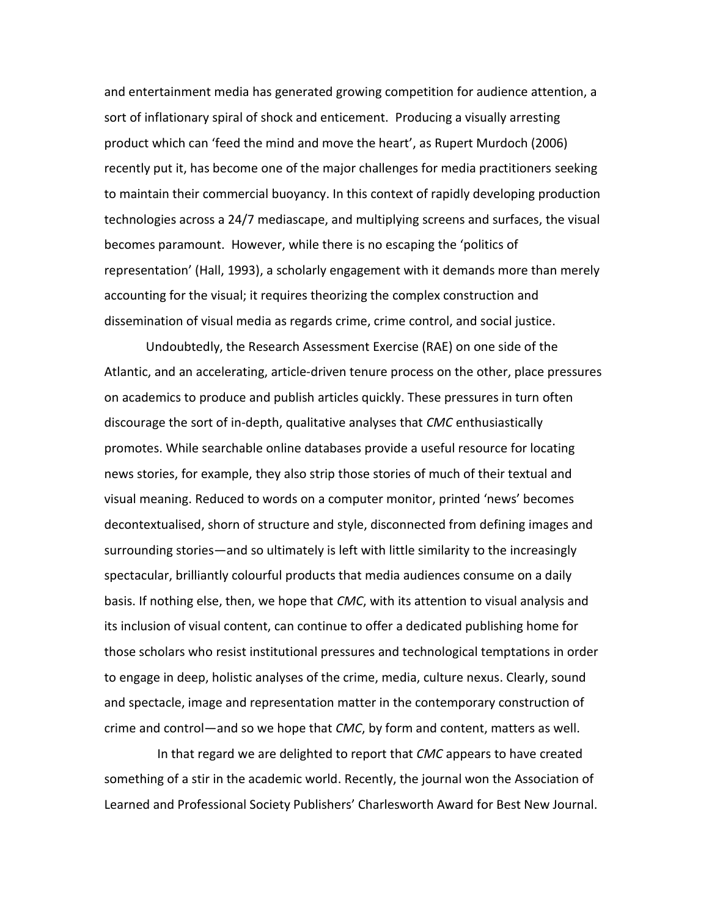and entertainment media has generated growing competition for audience attention, a sort of inflationary spiral of shock and enticement. Producing a visually arresting product which can 'feed the mind and move the heart', as Rupert Murdoch (2006) recently put it, has become one of the major challenges for media practitioners seeking to maintain their commercial buoyancy. In this context of rapidly developing production technologies across a 24/7 mediascape, and multiplying screens and surfaces, the visual becomes paramount. However, while there is no escaping the 'politics of representation' (Hall, 1993), a scholarly engagement with it demands more than merely accounting for the visual; it requires theorizing the complex construction and dissemination of visual media as regards crime, crime control, and social justice.

Undoubtedly, the Research Assessment Exercise (RAE) on one side of the Atlantic, and an accelerating, article-driven tenure process on the other, place pressures on academics to produce and publish articles quickly. These pressures in turn often discourage the sort of in-depth, qualitative analyses that *CMC* enthusiastically promotes. While searchable online databases provide a useful resource for locating news stories, for example, they also strip those stories of much of their textual and visual meaning. Reduced to words on a computer monitor, printed 'news' becomes decontextualised, shorn of structure and style, disconnected from defining images and surrounding stories—and so ultimately is left with little similarity to the increasingly spectacular, brilliantly colourful products that media audiences consume on a daily basis. If nothing else, then, we hope that *CMC*, with its attention to visual analysis and its inclusion of visual content, can continue to offer a dedicated publishing home for those scholars who resist institutional pressures and technological temptations in order to engage in deep, holistic analyses of the crime, media, culture nexus. Clearly, sound and spectacle, image and representation matter in the contemporary construction of crime and control—and so we hope that *CMC*, by form and content, matters as well.

In that regard we are delighted to report that *CMC* appears to have created something of a stir in the academic world. Recently, the journal won the Association of Learned and Professional Society Publishers' Charlesworth Award for Best New Journal.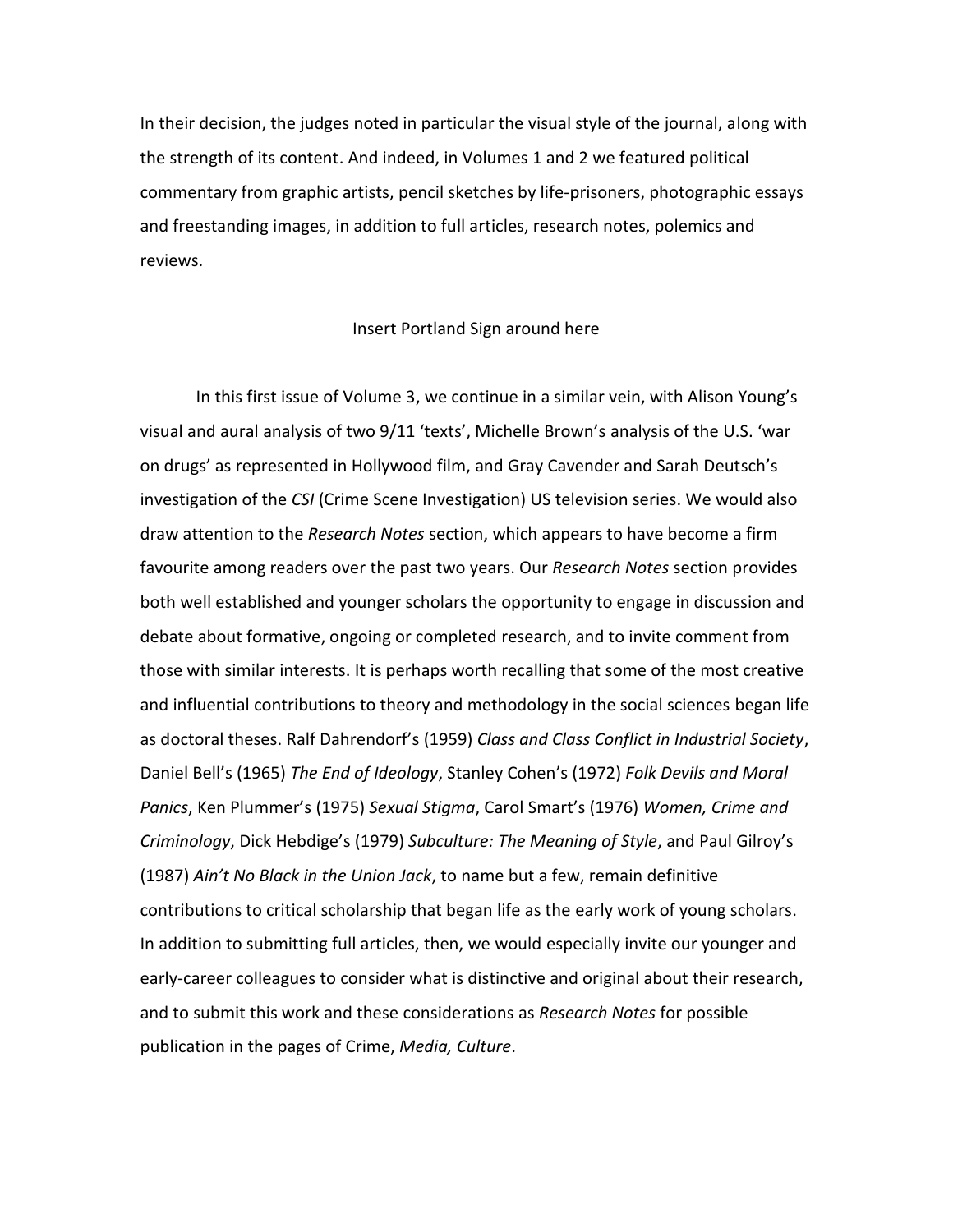In their decision, the judges noted in particular the visual style of the journal, along with the strength of its content. And indeed, in Volumes 1 and 2 we featured political commentary from graphic artists, pencil sketches by life-prisoners, photographic essays and freestanding images, in addition to full articles, research notes, polemics and reviews.

Insert Portland Sign around here

In this first issue of Volume 3, we continue in a similar vein, with Alison Young's visual and aural analysis of two 9/11 'texts', Michelle Brown's analysis of the U.S. 'war on drugs' as represented in Hollywood film, and Gray Cavender and Sarah Deutsch's investigation of the *CSI* (Crime Scene Investigation) US television series. We would also draw attention to the *Research Notes* section, which appears to have become a firm favourite among readers over the past two years. Our *Research Notes* section provides both well established and younger scholars the opportunity to engage in discussion and debate about formative, ongoing or completed research, and to invite comment from those with similar interests. It is perhaps worth recalling that some of the most creative and influential contributions to theory and methodology in the social sciences began life as doctoral theses. Ralf Dahrendorf's (1959) *Class and Class Conflict in Industrial Society*, Daniel Bell's (1965) *The End of Ideology*, Stanley Cohen's (1972) *Folk Devils and Moral Panics*, Ken Plummer's (1975) *Sexual Stigma*, Carol Smart's (1976) *Women, Crime and Criminology*, Dick Hebdige's (1979) *Subculture: The Meaning of Style*, and Paul Gilroy's (1987) *Ain't No Black in the Union Jack*, to name but a few, remain definitive contributions to critical scholarship that began life as the early work of young scholars. In addition to submitting full articles, then, we would especially invite our younger and early-career colleagues to consider what is distinctive and original about their research, and to submit this work and these considerations as *Research Notes* for possible publication in the pages of Crime, *Media, Culture*.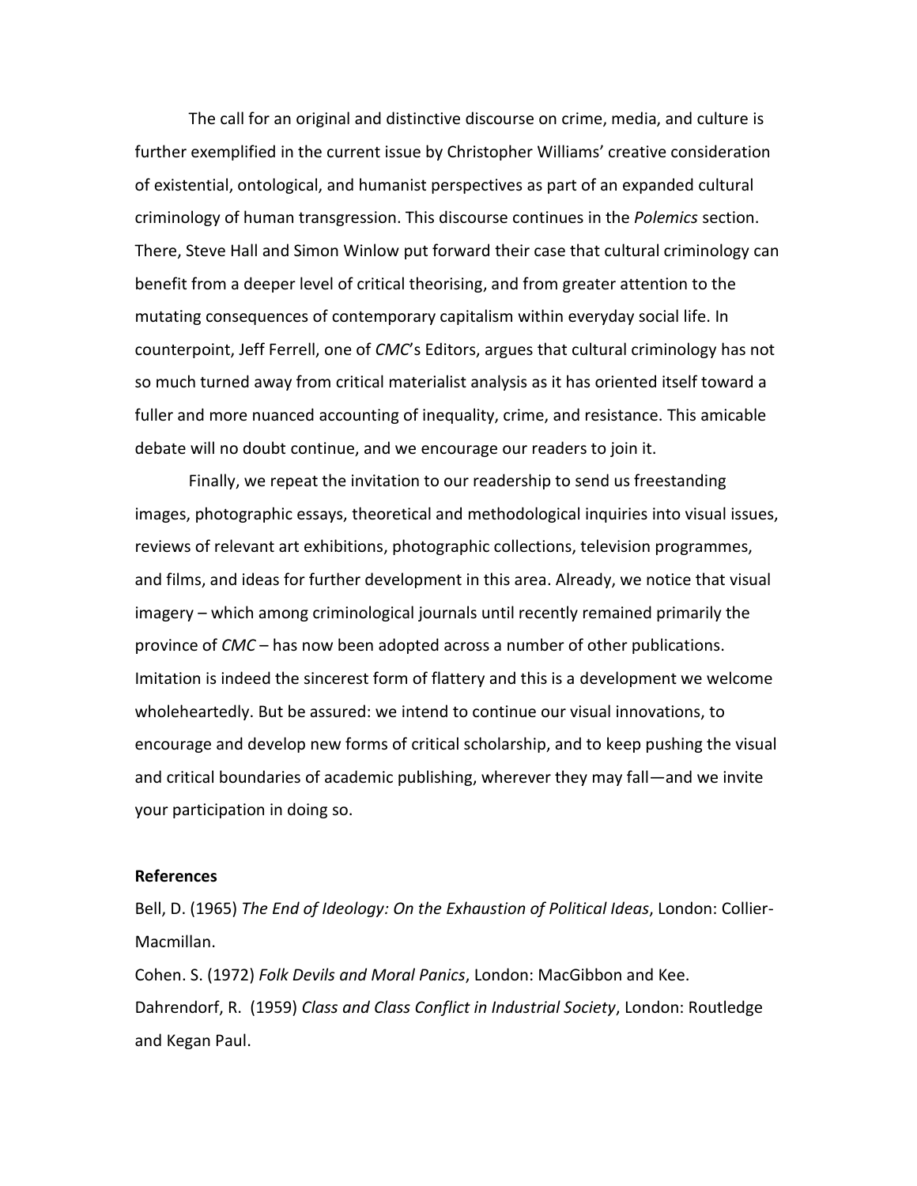The call for an original and distinctive discourse on crime, media, and culture is further exemplified in the current issue by Christopher Williams' creative consideration of existential, ontological, and humanist perspectives as part of an expanded cultural criminology of human transgression. This discourse continues in the *Polemics* section. There, Steve Hall and Simon Winlow put forward their case that cultural criminology can benefit from a deeper level of critical theorising, and from greater attention to the mutating consequences of contemporary capitalism within everyday social life. In counterpoint, Jeff Ferrell, one of *CMC*'s Editors, argues that cultural criminology has not so much turned away from critical materialist analysis as it has oriented itself toward a fuller and more nuanced accounting of inequality, crime, and resistance. This amicable debate will no doubt continue, and we encourage our readers to join it.

Finally, we repeat the invitation to our readership to send us freestanding images, photographic essays, theoretical and methodological inquiries into visual issues, reviews of relevant art exhibitions, photographic collections, television programmes, and films, and ideas for further development in this area. Already, we notice that visual imagery – which among criminological journals until recently remained primarily the province of *CMC* – has now been adopted across a number of other publications. Imitation is indeed the sincerest form of flattery and this is a development we welcome wholeheartedly. But be assured: we intend to continue our visual innovations, to encourage and develop new forms of critical scholarship, and to keep pushing the visual and critical boundaries of academic publishing, wherever they may fall—and we invite your participation in doing so.

**References**

Bell, D. (1965) *The End of Ideology: On the Exhaustion of Political Ideas*, London: Collier-Macmillan.

Cohen. S. (1972) *Folk Devils and Moral Panics*, London: MacGibbon and Kee.

Dahrendorf, R. (1959) *Class and Class Conflict in Industrial Society*, London: Routledge and Kegan Paul.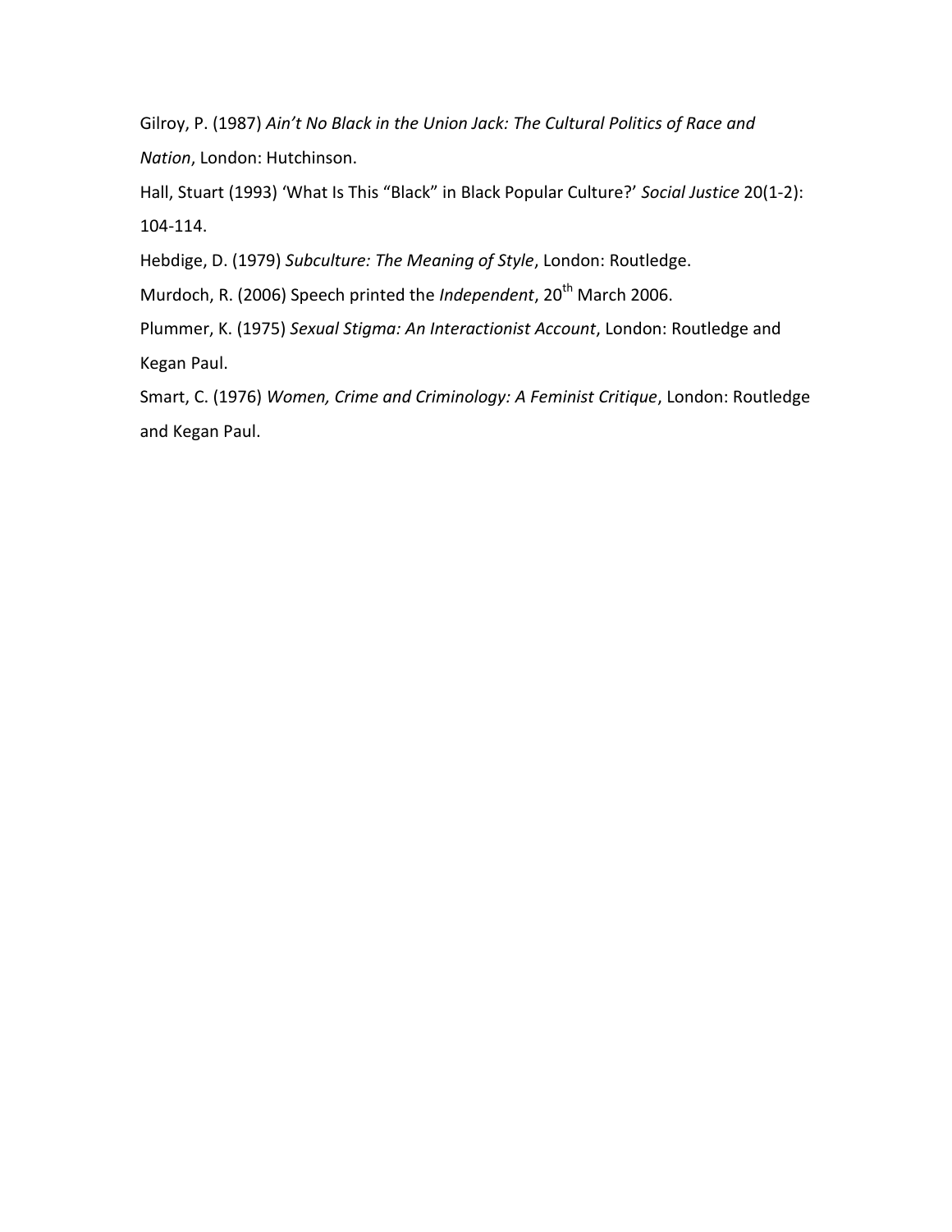Gilroy, P. (1987) *Ain't No Black in the Union Jack: The Cultural Politics of Race and Nation*, London: Hutchinson.

Hall, Stuart (1993) 'What Is This "Black" in Black Popular Culture?' *Social Justice* 20(1-2): 104-114.

Hebdige, D. (1979) *Subculture: The Meaning of Style*, London: Routledge.

Murdoch, R. (2006) Speech printed the *Independent*, 20th March 2006.

Plummer, K. (1975) *Sexual Stigma: An Interactionist Account*, London: Routledge and Kegan Paul.

Smart, C. (1976) *Women, Crime and Criminology: A Feminist Critique*, London: Routledge and Kegan Paul.